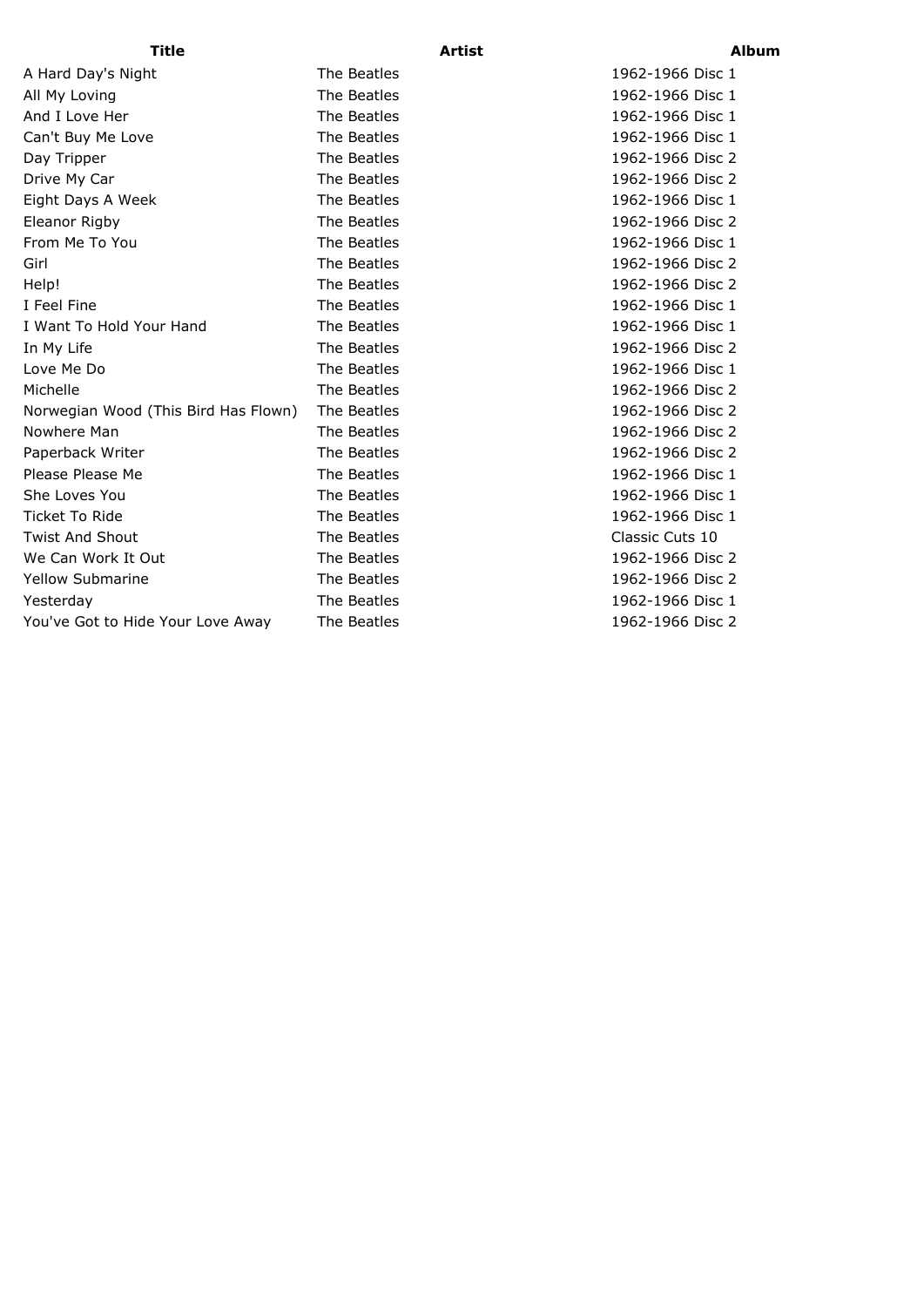| Title | Artist | Album |
| --- | --- | --- |
| A Hard Day's Night | The Beatles | 1962-1966 Disc 1 |
| All My Loving | The Beatles | 1962-1966 Disc 1 |
| And I Love Her | The Beatles | 1962-1966 Disc 1 |
| Can't Buy Me Love | The Beatles | 1962-1966 Disc 1 |
| Day Tripper | The Beatles | 1962-1966 Disc 2 |
| Drive My Car | The Beatles | 1962-1966 Disc 2 |
| Eight Days A Week | The Beatles | 1962-1966 Disc 1 |
| Eleanor Rigby | The Beatles | 1962-1966 Disc 2 |
| From Me To You | The Beatles | 1962-1966 Disc 1 |
| Girl | The Beatles | 1962-1966 Disc 2 |
| Help! | The Beatles | 1962-1966 Disc 2 |
| I Feel Fine | The Beatles | 1962-1966 Disc 1 |
| I Want To Hold Your Hand | The Beatles | 1962-1966 Disc 1 |
| In My Life | The Beatles | 1962-1966 Disc 2 |
| Love Me Do | The Beatles | 1962-1966 Disc 1 |
| Michelle | The Beatles | 1962-1966 Disc 2 |
| Norwegian Wood (This Bird Has Flown) | The Beatles | 1962-1966 Disc 2 |
| Nowhere Man | The Beatles | 1962-1966 Disc 2 |
| Paperback Writer | The Beatles | 1962-1966 Disc 2 |
| Please Please Me | The Beatles | 1962-1966 Disc 1 |
| She Loves You | The Beatles | 1962-1966 Disc 1 |
| Ticket To Ride | The Beatles | 1962-1966 Disc 1 |
| Twist And Shout | The Beatles | Classic Cuts 10 |
| We Can Work It Out | The Beatles | 1962-1966 Disc 2 |
| Yellow Submarine | The Beatles | 1962-1966 Disc 2 |
| Yesterday | The Beatles | 1962-1966 Disc 1 |
| You've Got to Hide Your Love Away | The Beatles | 1962-1966 Disc 2 |